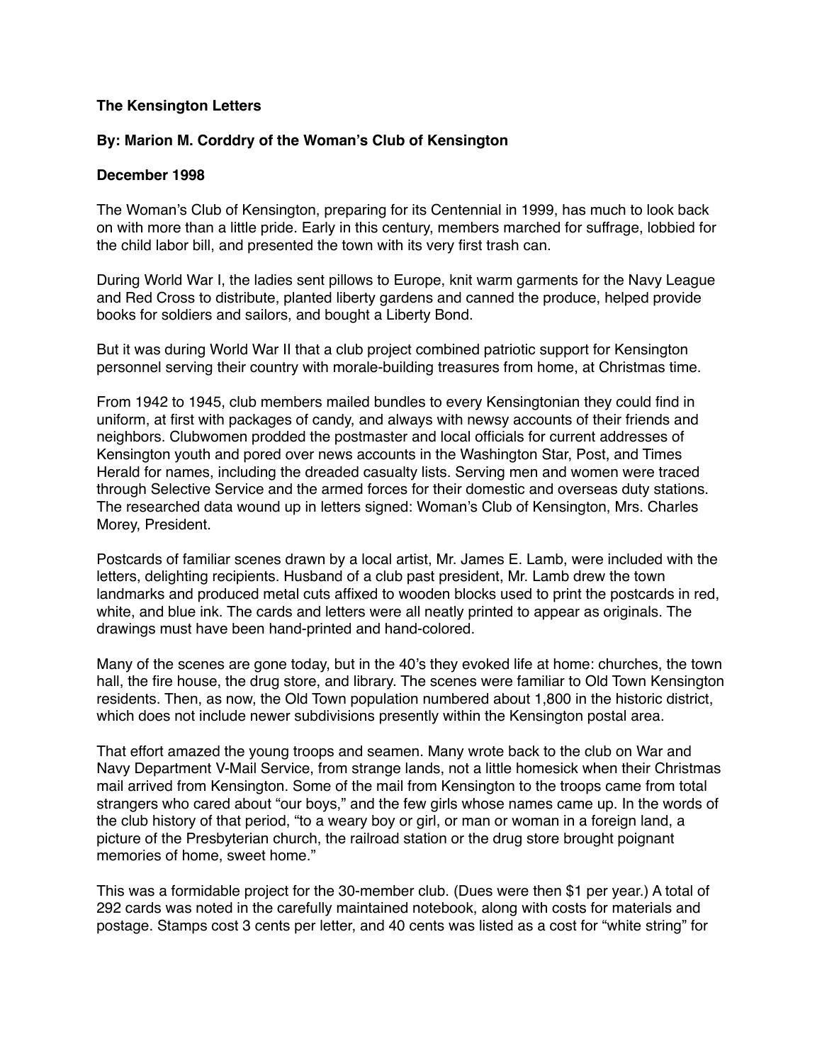**The Kensington Letters**

**By: Marion M. Corddry of the Woman's Club of Kensington**

**December 1998**

The Woman's Club of Kensington, preparing for its Centennial in 1999, has much to look back on with more than a little pride. Early in this century, members marched for suffrage, lobbied for the child labor bill, and presented the town with its very first trash can.

During World War I, the ladies sent pillows to Europe, knit warm garments for the Navy League and Red Cross to distribute, planted liberty gardens and canned the produce, helped provide books for soldiers and sailors, and bought a Liberty Bond.

But it was during World War II that a club project combined patriotic support for Kensington personnel serving their country with morale-building treasures from home, at Christmas time.

From 1942 to 1945, club members mailed bundles to every Kensingtonian they could find in uniform, at first with packages of candy, and always with newsy accounts of their friends and neighbors. Clubwomen prodded the postmaster and local officials for current addresses of Kensington youth and pored over news accounts in the Washington Star, Post, and Times Herald for names, including the dreaded casualty lists. Serving men and women were traced through Selective Service and the armed forces for their domestic and overseas duty stations. The researched data wound up in letters signed: Woman's Club of Kensington, Mrs. Charles Morey, President.

Postcards of familiar scenes drawn by a local artist, Mr. James E. Lamb, were included with the letters, delighting recipients. Husband of a club past president, Mr. Lamb drew the town landmarks and produced metal cuts affixed to wooden blocks used to print the postcards in red, white, and blue ink. The cards and letters were all neatly printed to appear as originals. The drawings must have been hand-printed and hand-colored.

Many of the scenes are gone today, but in the 40's they evoked life at home: churches, the town hall, the fire house, the drug store, and library. The scenes were familiar to Old Town Kensington residents. Then, as now, the Old Town population numbered about 1,800 in the historic district, which does not include newer subdivisions presently within the Kensington postal area.

That effort amazed the young troops and seamen. Many wrote back to the club on War and Navy Department V-Mail Service, from strange lands, not a little homesick when their Christmas mail arrived from Kensington. Some of the mail from Kensington to the troops came from total strangers who cared about "our boys," and the few girls whose names came up. In the words of the club history of that period, "to a weary boy or girl, or man or woman in a foreign land, a picture of the Presbyterian church, the railroad station or the drug store brought poignant memories of home, sweet home."

This was a formidable project for the 30-member club. (Dues were then $1 per year.) A total of 292 cards was noted in the carefully maintained notebook, along with costs for materials and postage. Stamps cost 3 cents per letter, and 40 cents was listed as a cost for "white string" for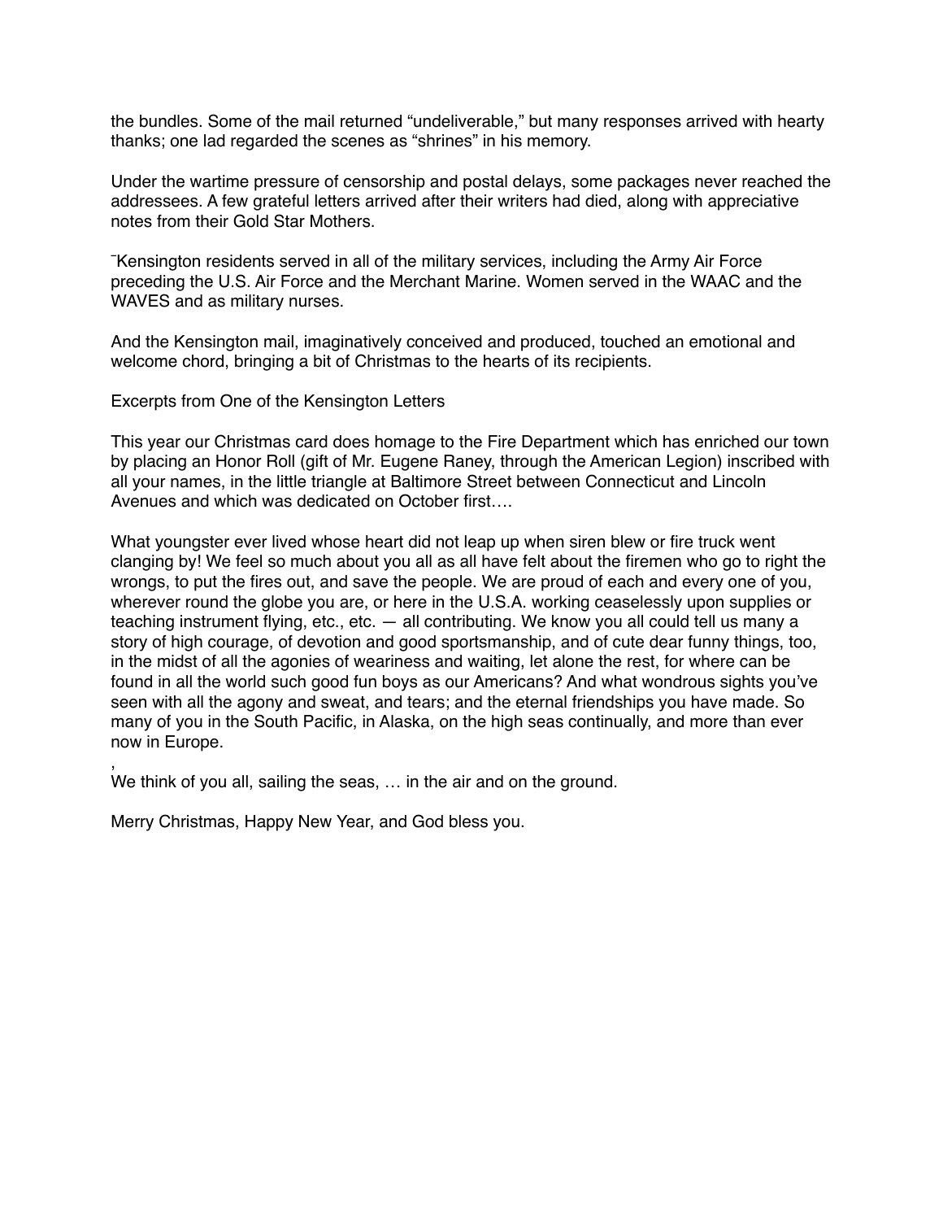the bundles. Some of the mail returned “undeliverable,” but many responses arrived with hearty thanks; one lad regarded the scenes as “shrines” in his memory.

Under the wartime pressure of censorship and postal delays, some packages never reached the addressees. A few grateful letters arrived after their writers had died, along with appreciative notes from their Gold Star Mothers.

¯Kensington residents served in all of the military services, including the Army Air Force preceding the U.S. Air Force and the Merchant Marine. Women served in the WAAC and the WAVES and as military nurses.

And the Kensington mail, imaginatively conceived and produced, touched an emotional and welcome chord, bringing a bit of Christmas to the hearts of its recipients.

Excerpts from One of the Kensington Letters

This year our Christmas card does homage to the Fire Department which has enriched our town by placing an Honor Roll (gift of Mr. Eugene Raney, through the American Legion) inscribed with all your names, in the little triangle at Baltimore Street between Connecticut and Lincoln Avenues and which was dedicated on October first….

What youngster ever lived whose heart did not leap up when siren blew or fire truck went clanging by! We feel so much about you all as all have felt about the firemen who go to right the wrongs, to put the fires out, and save the people. We are proud of each and every one of you, wherever round the globe you are, or here in the U.S.A. working ceaselessly upon supplies or teaching instrument flying, etc., etc. — all contributing. We know you all could tell us many a story of high courage, of devotion and good sportsmanship, and of cute dear funny things, too, in the midst of all the agonies of weariness and waiting, let alone the rest, for where can be found in all the world such good fun boys as our Americans? And what wondrous sights you’ve seen with all the agony and sweat, and tears; and the eternal friendships you have made. So many of you in the South Pacific, in Alaska, on the high seas continually, and more than ever now in Europe.

,
We think of you all, sailing the seas, … in the air and on the ground.

Merry Christmas, Happy New Year, and God bless you.